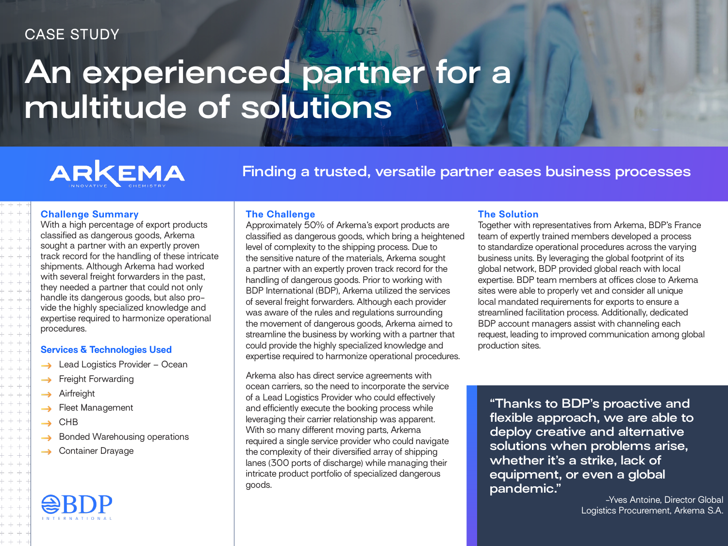CASE STUDY

# An experienced partner for a multitude of solutions

ARKEMA
INNOVATIVE CHEMISTRY

## Finding a trusted, versatile partner eases business processes

### Challenge Summary

With a high percentage of export products classified as dangerous goods, Arkema sought a partner with an expertly proven track record for the handling of these intricate shipments. Although Arkema had worked with several freight forwarders in the past, they needed a partner that could not only handle its dangerous goods, but also provide the highly specialized knowledge and expertise required to harmonize operational procedures.

### Services & Technologies Used

- Lead Logistics Provider – Ocean
- Freight Forwarding
- Airfreight
- Fleet Management
- CHB
- Bonded Warehousing operations
- Container Drayage

BDP INTERNATIONAL

### The Challenge

Approximately 50% of Arkema's export products are classified as dangerous goods, which bring a heightened level of complexity to the shipping process. Due to the sensitive nature of the materials, Arkema sought a partner with an expertly proven track record for the handling of dangerous goods. Prior to working with BDP International (BDP), Arkema utilized the services of several freight forwarders. Although each provider was aware of the rules and regulations surrounding the movement of dangerous goods, Arkema aimed to streamline the business by working with a partner that could provide the highly specialized knowledge and expertise required to harmonize operational procedures.

Arkema also has direct service agreements with ocean carriers, so the need to incorporate the service of a Lead Logistics Provider who could effectively and efficiently execute the booking process while leveraging their carrier relationship was apparent. With so many different moving parts, Arkema required a single service provider who could navigate the complexity of their diversified array of shipping lanes (300 ports of discharge) while managing their intricate product portfolio of specialized dangerous goods.

### The Solution

Together with representatives from Arkema, BDP's France team of expertly trained members developed a process to standardize operational procedures across the varying business units. By leveraging the global footprint of its global network, BDP provided global reach with local expertise. BDP team members at offices close to Arkema sites were able to properly vet and consider all unique local mandated requirements for exports to ensure a streamlined facilitation process. Additionally, dedicated BDP account managers assist with channeling each request, leading to improved communication among global production sites.

> "Thanks to BDP's proactive and flexible approach, we are able to deploy creative and alternative solutions when problems arise, whether it's a strike, lack of equipment, or even a global pandemic."
>
> -Yves Antoine, Director Global Logistics Procurement, Arkema S.A.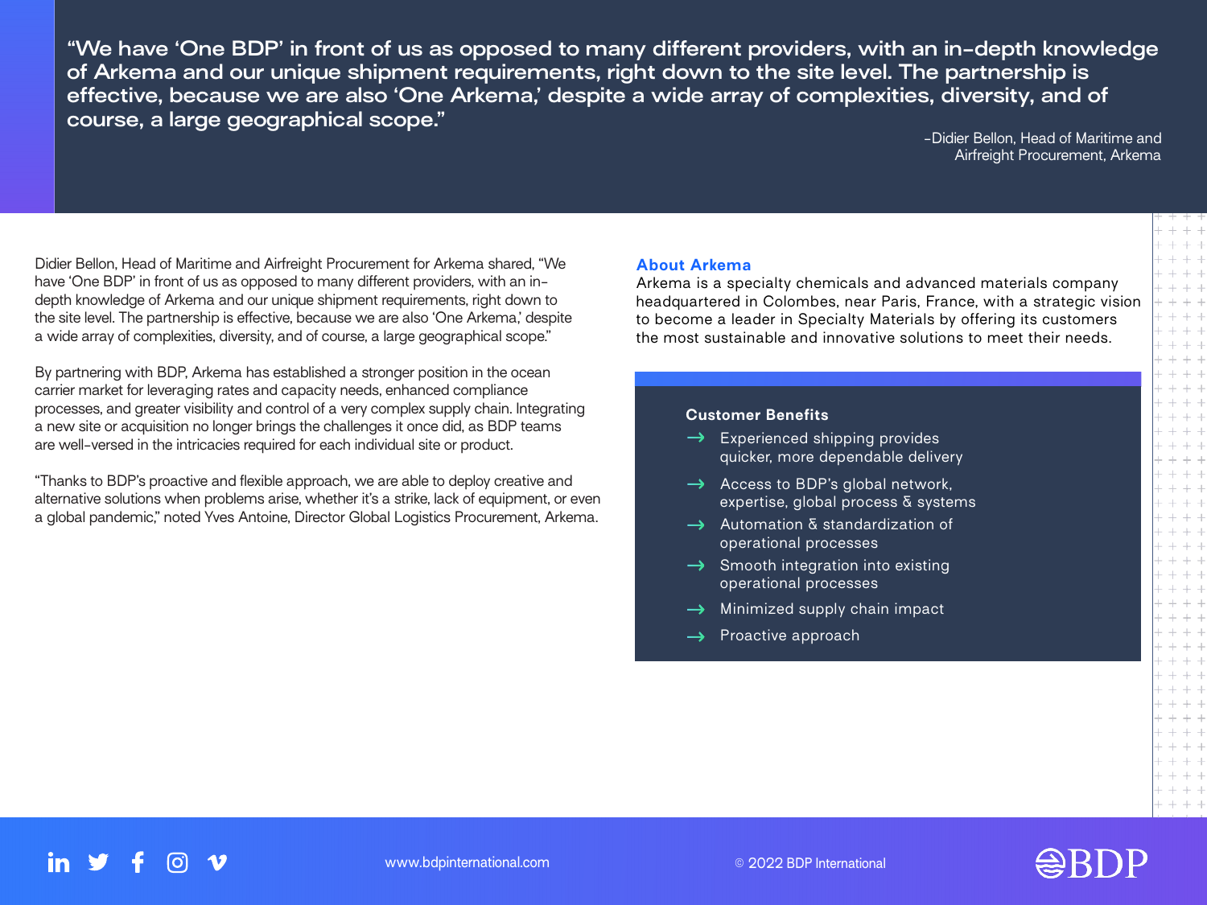> “We have ‘One BDP’ in front of us as opposed to many different providers, with an in-depth knowledge of Arkema and our unique shipment requirements, right down to the site level. The partnership is effective, because we are also ‘One Arkema,’ despite a wide array of complexities, diversity, and of course, a large geographical scope.”
>
> -Didier Bellon, Head of Maritime and Airfreight Procurement, Arkema

Didier Bellon, Head of Maritime and Airfreight Procurement for Arkema shared, “We have ‘One BDP’ in front of us as opposed to many different providers, with an in-depth knowledge of Arkema and our unique shipment requirements, right down to the site level. The partnership is effective, because we are also ‘One Arkema,’ despite a wide array of complexities, diversity, and of course, a large geographical scope.”

By partnering with BDP, Arkema has established a stronger position in the ocean carrier market for leveraging rates and capacity needs, enhanced compliance processes, and greater visibility and control of a very complex supply chain. Integrating a new site or acquisition no longer brings the challenges it once did, as BDP teams are well-versed in the intricacies required for each individual site or product.

“Thanks to BDP’s proactive and flexible approach, we are able to deploy creative and alternative solutions when problems arise, whether it’s a strike, lack of equipment, or even a global pandemic,” noted Yves Antoine, Director Global Logistics Procurement, Arkema.

## About Arkema

Arkema is a specialty chemicals and advanced materials company headquartered in Colombes, near Paris, France, with a strategic vision to become a leader in Specialty Materials by offering its customers the most sustainable and innovative solutions to meet their needs.

### Customer Benefits

- Experienced shipping provides quicker, more dependable delivery
- Access to BDP’s global network, expertise, global process & systems
- Automation & standardization of operational processes
- Smooth integration into existing operational processes
- Minimized supply chain impact
- Proactive approach

www.bdpinternational.com

© 2022 BDP International